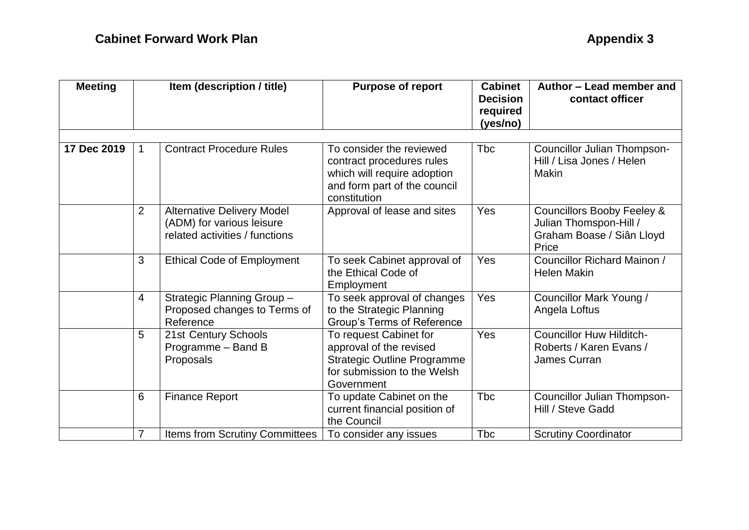**Cabinet Forward Work Plan** **Appendix 3**

| Meeting | Item (description / title) | | Purpose of report | Cabinet Decision required (yes/no) | Author – Lead member and contact officer |
|---|---|---|---|---|---|
| | | | | | |
| **17 Dec 2019** | 1 | Contract Procedure Rules | To consider the reviewed contract procedures rules which will require adoption and form part of the council constitution | Tbc | Councillor Julian Thompson-Hill / Lisa Jones / Helen Makin |
| | 2 | Alternative Delivery Model (ADM) for various leisure related activities / functions | Approval of lease and sites | Yes | Councillors Booby Feeley & Julian Thomspon-Hill / Graham Boase / Siân Lloyd Price |
| | 3 | Ethical Code of Employment | To seek Cabinet approval of the Ethical Code of Employment | Yes | Councillor Richard Mainon / Helen Makin |
| | 4 | Strategic Planning Group – Proposed changes to Terms of Reference | To seek approval of changes to the Strategic Planning Group's Terms of Reference | Yes | Councillor Mark Young / Angela Loftus |
| | 5 | 21st Century Schools Programme – Band B Proposals | To request Cabinet for approval of the revised Strategic Outline Programme for submission to the Welsh Government | Yes | Councillor Huw Hilditch-Roberts / Karen Evans / James Curran |
| | 6 | Finance Report | To update Cabinet on the current financial position of the Council | Tbc | Councillor Julian Thompson-Hill / Steve Gadd |
| | 7 | Items from Scrutiny Committees | To consider any issues | Tbc | Scrutiny Coordinator |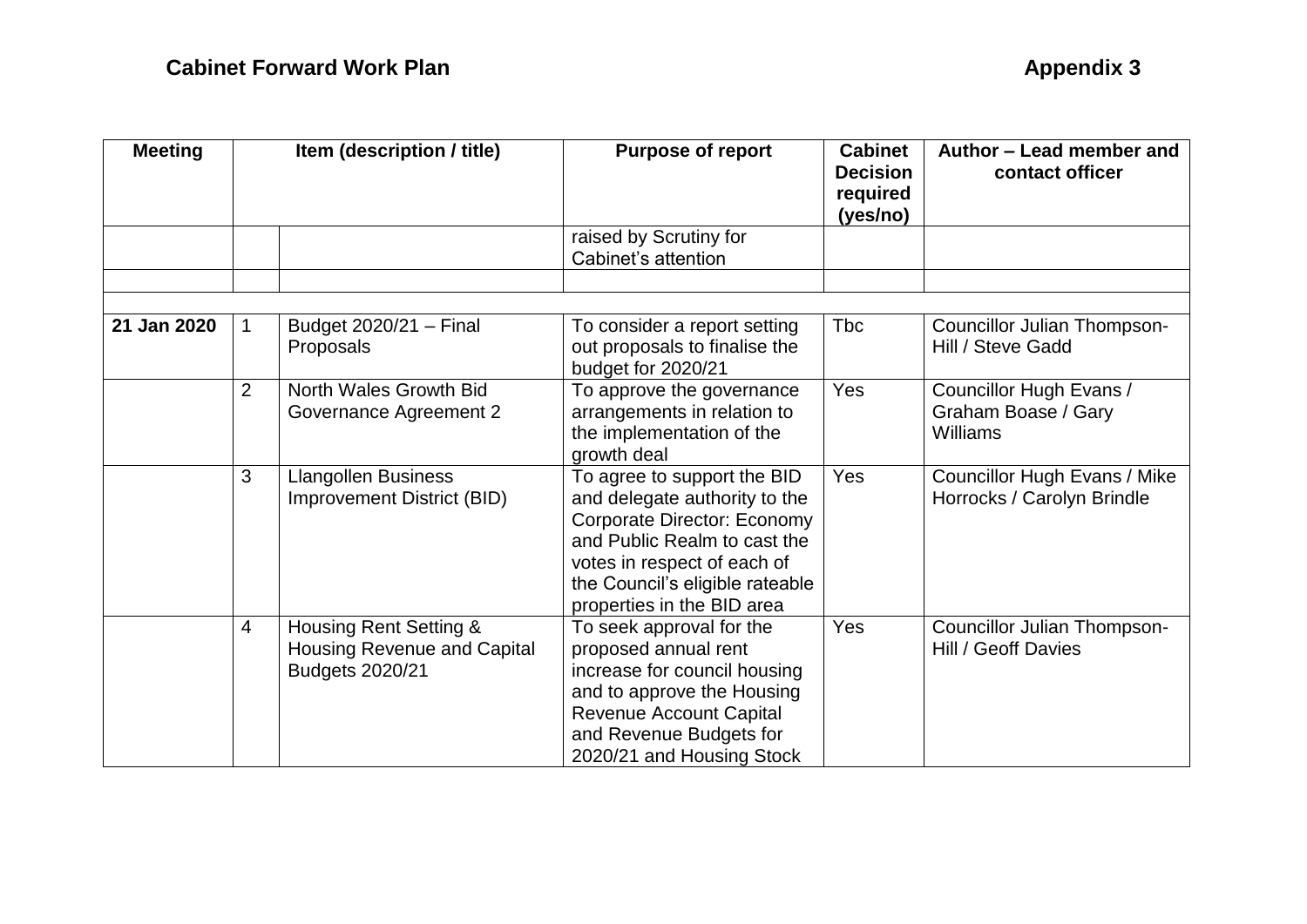## Cabinet Forward Work Plan

## Appendix 3

| Meeting | | Item (description / title) | Purpose of report | Cabinet Decision required (yes/no) | Author – Lead member and contact officer |
|---|---|---|---|---|---|
| | | | raised by Scrutiny for Cabinet's attention | | |
| | | | | | |
| | | | | | |
| **21 Jan 2020** | 1 | Budget 2020/21 – Final Proposals | To consider a report setting out proposals to finalise the budget for 2020/21 | Tbc | Councillor Julian Thompson-Hill / Steve Gadd |
| | 2 | North Wales Growth Bid Governance Agreement 2 | To approve the governance arrangements in relation to the implementation of the growth deal | Yes | Councillor Hugh Evans / Graham Boase / Gary Williams |
| | 3 | Llangollen Business Improvement District (BID) | To agree to support the BID and delegate authority to the Corporate Director: Economy and Public Realm to cast the votes in respect of each of the Council's eligible rateable properties in the BID area | Yes | Councillor Hugh Evans / Mike Horrocks / Carolyn Brindle |
| | 4 | Housing Rent Setting & Housing Revenue and Capital Budgets 2020/21 | To seek approval for the proposed annual rent increase for council housing and to approve the Housing Revenue Account Capital and Revenue Budgets for 2020/21 and Housing Stock | Yes | Councillor Julian Thompson-Hill / Geoff Davies |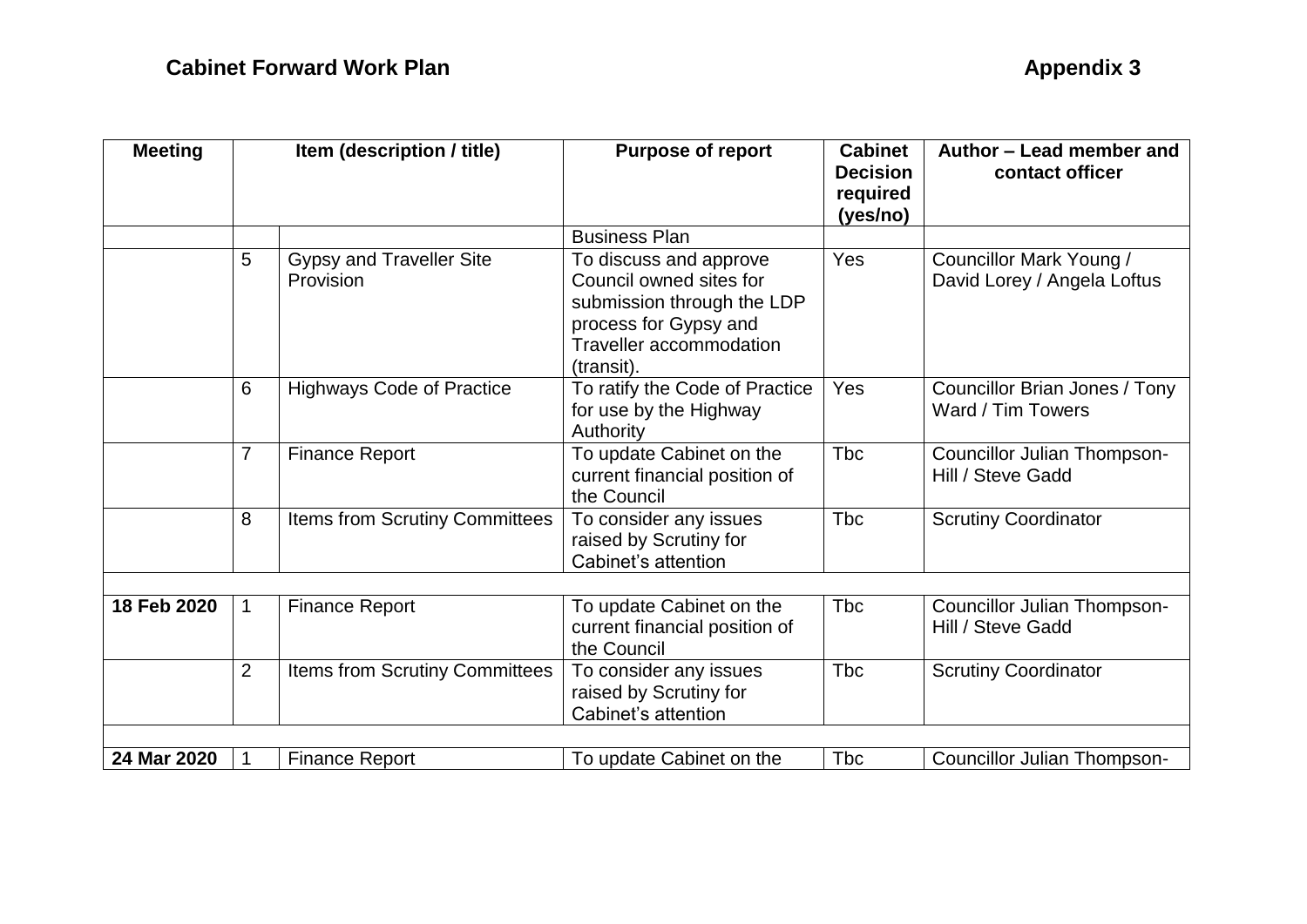**Cabinet Forward Work Plan** **Appendix 3**

| Meeting | Item (description / title) | | Purpose of report | Cabinet Decision required (yes/no) | Author – Lead member and contact officer |
|---|---|---|---|---|---|
| | | | Business Plan | | |
| | 5 | Gypsy and Traveller Site Provision | To discuss and approve Council owned sites for submission through the LDP process for Gypsy and Traveller accommodation (transit). | Yes | Councillor Mark Young / David Lorey / Angela Loftus |
| | 6 | Highways Code of Practice | To ratify the Code of Practice for use by the Highway Authority | Yes | Councillor Brian Jones / Tony Ward / Tim Towers |
| | 7 | Finance Report | To update Cabinet on the current financial position of the Council | Tbc | Councillor Julian Thompson-Hill / Steve Gadd |
| | 8 | Items from Scrutiny Committees | To consider any issues raised by Scrutiny for Cabinet's attention | Tbc | Scrutiny Coordinator |
| | | | | | |
| **18 Feb 2020** | 1 | Finance Report | To update Cabinet on the current financial position of the Council | Tbc | Councillor Julian Thompson-Hill / Steve Gadd |
| | 2 | Items from Scrutiny Committees | To consider any issues raised by Scrutiny for Cabinet's attention | Tbc | Scrutiny Coordinator |
| | | | | | |
| **24 Mar 2020** | 1 | Finance Report | To update Cabinet on the | Tbc | Councillor Julian Thompson- |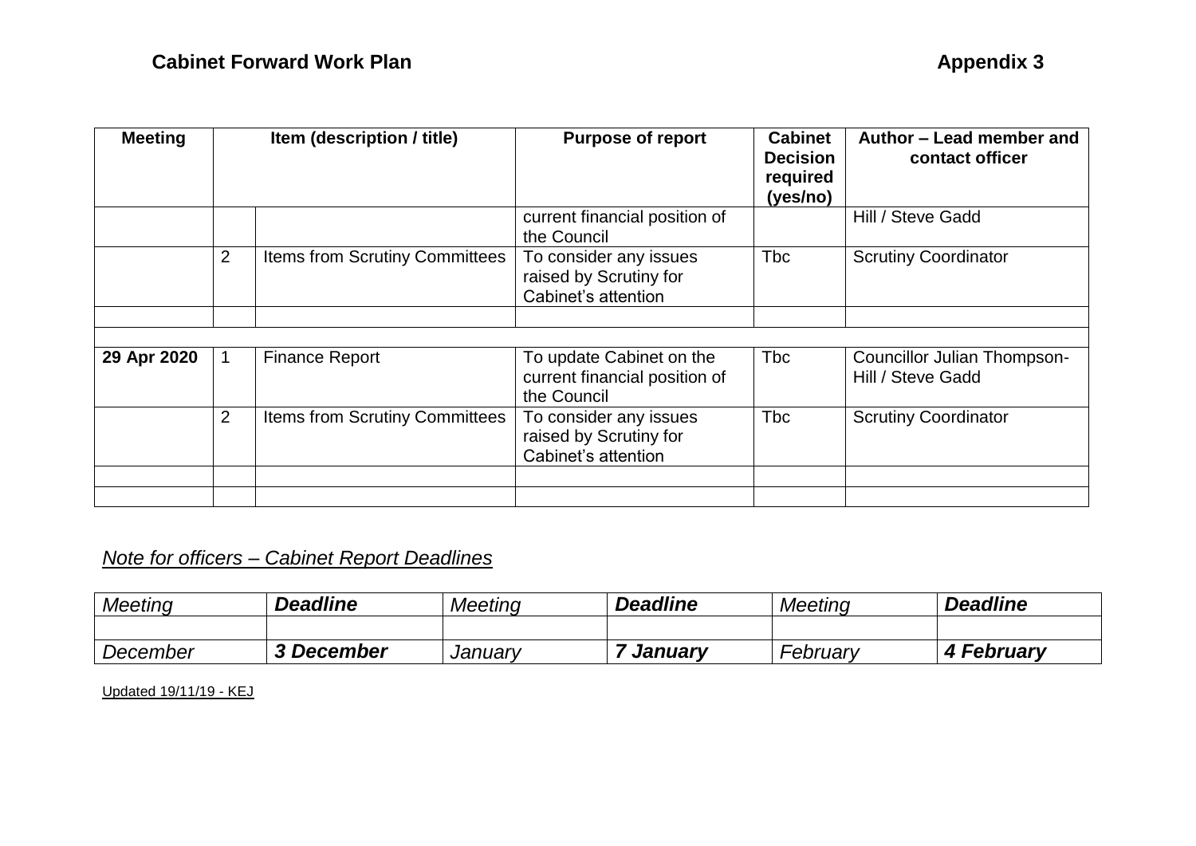## Cabinet Forward Work Plan

## Appendix 3

| Meeting | Item (description / title) | | Purpose of report | Cabinet Decision required (yes/no) | Author – Lead member and contact officer |
|---|---|---|---|---|---|
| | | | current financial position of the Council | | Hill / Steve Gadd |
| | 2 | Items from Scrutiny Committees | To consider any issues raised by Scrutiny for Cabinet's attention | Tbc | Scrutiny Coordinator |
| | | | | | |
| | | | | | |
| **29 Apr 2020** | 1 | Finance Report | To update Cabinet on the current financial position of the Council | Tbc | Councillor Julian Thompson-Hill / Steve Gadd |
| | 2 | Items from Scrutiny Committees | To consider any issues raised by Scrutiny for Cabinet's attention | Tbc | Scrutiny Coordinator |
| | | | | | |
| | | | | | |

*Note for officers – Cabinet Report Deadlines*

| *Meeting* | ***Deadline*** | *Meeting* | ***Deadline*** | *Meeting* | ***Deadline*** |
|---|---|---|---|---|---|
| | | | | | |
| *December* | ***3 December*** | *January* | ***7 January*** | *February* | ***4 February*** |

Updated 19/11/19 - KEJ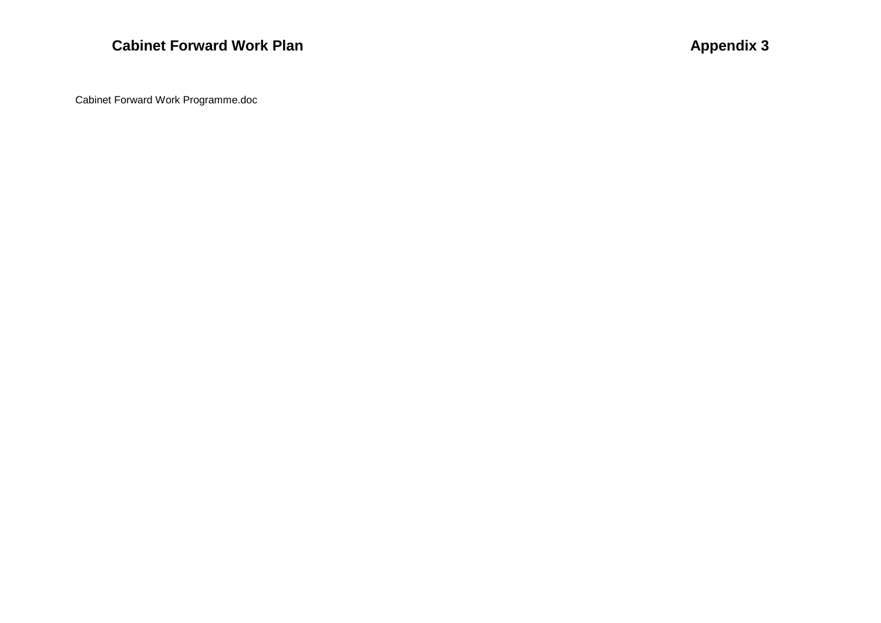**Cabinet Forward Work Plan** **Appendix 3**

Cabinet Forward Work Programme.doc